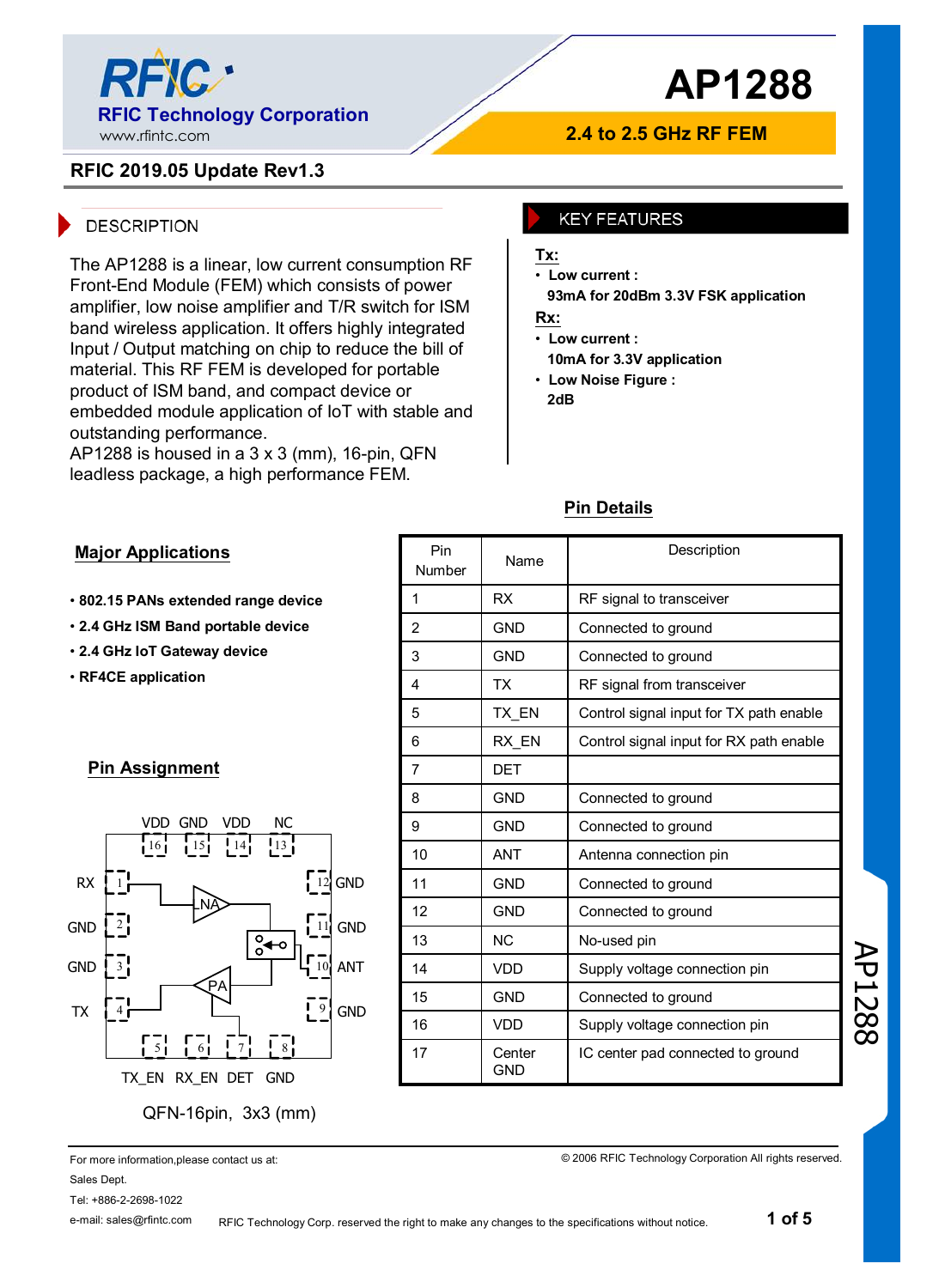# AP1288

**2.4 to 2.5 GHz RF FEM**

RFIC Technology Corporation
www.rfintc.com

**RFIC 2019.05 Update Rev1.3**

## DESCRIPTION

The AP1288 is a linear, low current consumption RF Front-End Module (FEM) which consists of power amplifier, low noise amplifier and T/R switch for ISM band wireless application. It offers highly integrated Input / Output matching on chip to reduce the bill of material. This RF FEM is developed for portable product of ISM band, and compact device or embedded module application of IoT with stable and outstanding performance.
AP1288 is housed in a 3 x 3 (mm), 16-pin, QFN leadless package, a high performance FEM.

## KEY FEATURES

**Tx:**

- **Low current :**
  **93mA for 20dBm 3.3V FSK application**

**Rx:**

- **Low current :**
  **10mA for 3.3V application**
- **Low Noise Figure :**
  **2dB**

## Major Applications

- **802.15 PANs extended range device**
- **2.4 GHz ISM Band portable device**
- **2.4 GHz IoT Gateway device**
- **RF4CE application**

## Pin Assignment

VDD (16), GND (15), VDD (14), NC (13)
RX (1), GND (2), GND (3), TX (4)
TX_EN (5), RX_EN (6), DET (7), GND (8)
GND (9), ANT (10), GND (11), GND (12)

QFN-16pin, 3x3 (mm)

## Pin Details

| Pin Number | Name | Description |
|---|---|---|
| 1 | RX | RF signal to transceiver |
| 2 | GND | Connected to ground |
| 3 | GND | Connected to ground |
| 4 | TX | RF signal from transceiver |
| 5 | TX_EN | Control signal input for TX path enable |
| 6 | RX_EN | Control signal input for RX path enable |
| 7 | DET | |
| 8 | GND | Connected to ground |
| 9 | GND | Connected to ground |
| 10 | ANT | Antenna connection pin |
| 11 | GND | Connected to ground |
| 12 | GND | Connected to ground |
| 13 | NC | No-used pin |
| 14 | VDD | Supply voltage connection pin |
| 15 | GND | Connected to ground |
| 16 | VDD | Supply voltage connection pin |
| 17 | Center GND | IC center pad connected to ground |

For more information,please contact us at:
Sales Dept.
Tel: +886-2-2698-1022
e-mail: sales@rfintc.com

© 2006 RFIC Technology Corporation All rights reserved.
RFIC Technology Corp. reserved the right to make any changes to the specifications without notice.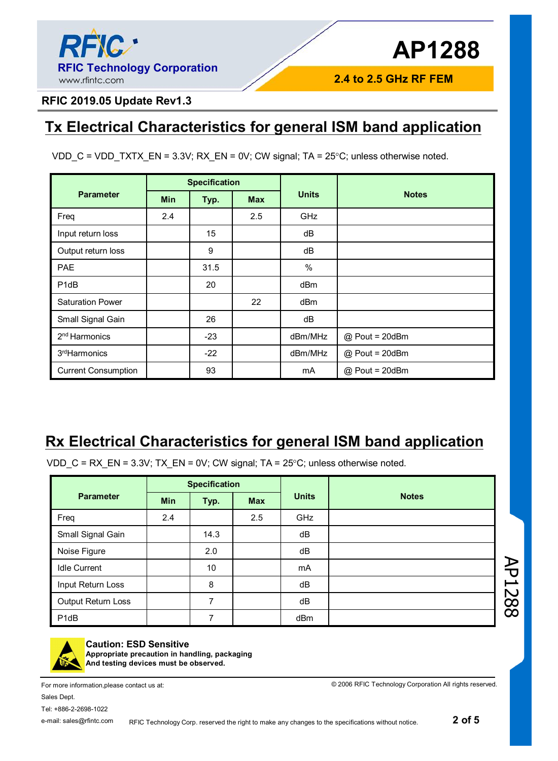## Tx Electrical Characteristics for general ISM band application

VDD_C = VDD_TXTX_EN = 3.3V; RX_EN = 0V; CW signal; TA = 25°C; unless otherwise noted.

| Parameter | Specification | | | Units | Notes |
|---|---|---|---|---|---|
| | Min | Typ. | Max | | |
| Freq | 2.4 | | 2.5 | GHz | |
| Input return loss | | 15 | | dB | |
| Output return loss | | 9 | | dB | |
| PAE | | 31.5 | | % | |
| P1dB | | 20 | | dBm | |
| Saturation Power | | | 22 | dBm | |
| Small Signal Gain | | 26 | | dB | |
| 2nd Harmonics | | -23 | | dBm/MHz | @ Pout = 20dBm |
| 3rd Harmonics | | -22 | | dBm/MHz | @ Pout = 20dBm |
| Current Consumption | | 93 | | mA | @ Pout = 20dBm |

## Rx Electrical Characteristics for general ISM band application

VDD_C = RX_EN = 3.3V; TX_EN = 0V; CW signal; TA = 25°C; unless otherwise noted.

| Parameter | Specification | | | Units | Notes |
|---|---|---|---|---|---|
| | Min | Typ. | Max | | |
| Freq | 2.4 | | 2.5 | GHz | |
| Small Signal Gain | | 14.3 | | dB | |
| Noise Figure | | 2.0 | | dB | |
| Idle Current | | 10 | | mA | |
| Input Return Loss | | 8 | | dB | |
| Output Return Loss | | 7 | | dB | |
| P1dB | | 7 | | dBm | |

**Caution: ESD Sensitive**
**Appropriate precaution in handling, packaging And testing devices must be observed.**

For more information,please contact us at:
Sales Dept.
Tel: +886-2-2698-1022
e-mail: sales@rfintc.com

© 2006 RFIC Technology Corporation All rights reserved.

RFIC Technology Corp. reserved the right to make any changes to the specifications without notice.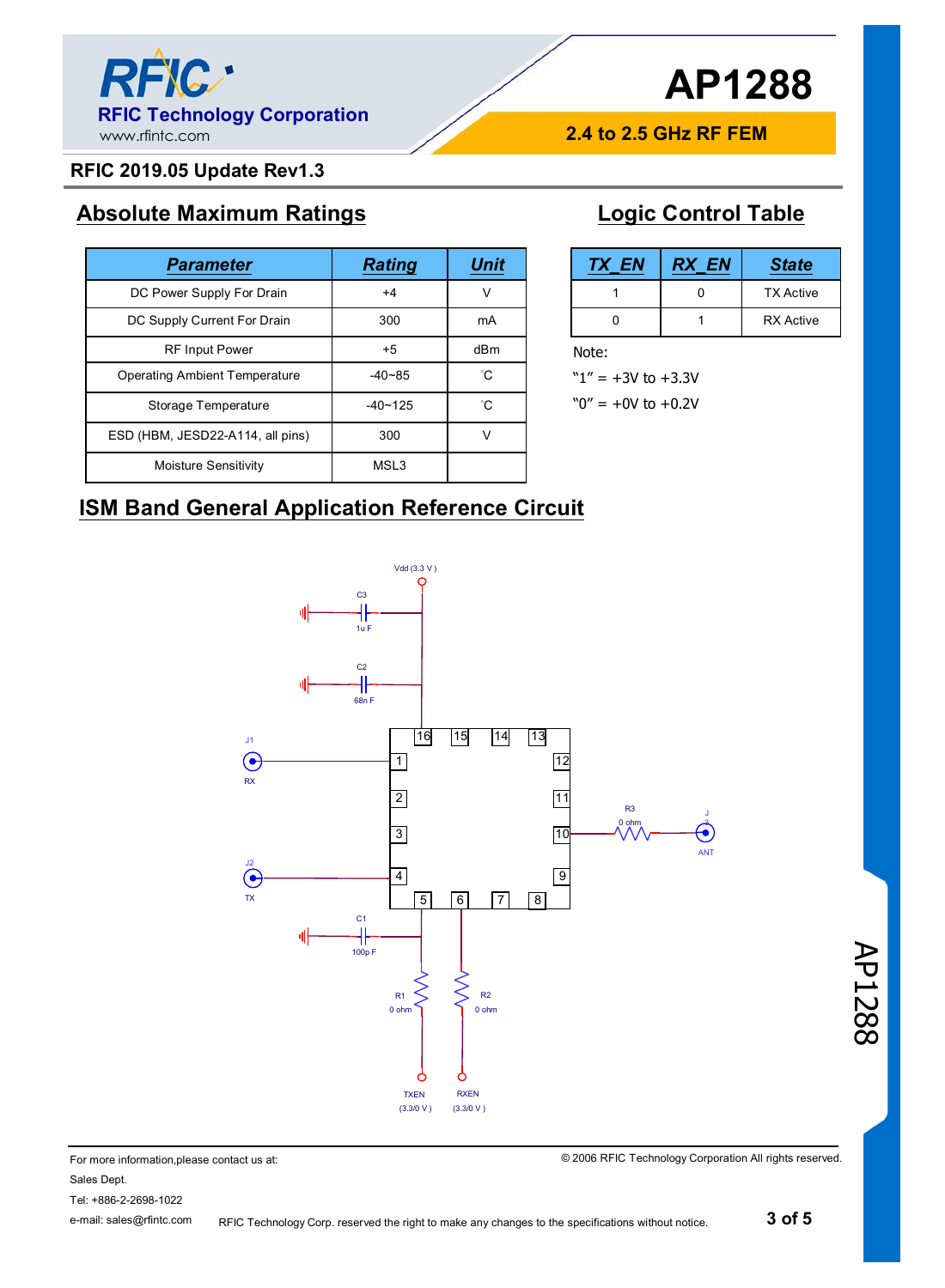RFIC 2019.05 Update Rev1.3

## Absolute Maximum Ratings

| Parameter | Rating | Unit |
|---|---|---|
| DC Power Supply For Drain | +4 | V |
| DC Supply Current For Drain | 300 | mA |
| RF Input Power | +5 | dBm |
| Operating Ambient Temperature | -40~85 | ˚C |
| Storage Temperature | -40~125 | ˚C |
| ESD (HBM, JESD22-A114, all pins) | 300 | V |
| Moisture Sensitivity | MSL3 | |

## Logic Control Table

| TX_EN | RX_EN | State |
|---|---|---|
| 1 | 0 | TX Active |
| 0 | 1 | RX Active |

Note:

"1" = +3V to +3.3V

"0" = +0V to +0.2V

## ISM Band General Application Reference Circuit

Vdd (3.3 V)

C3 1u F

C2 68n F

J1 RX

J2 TX

C1 100p F

R1 0 ohm

R2 0 ohm

R3 0 ohm

J ANT

TXEN (3.3/0 V)

RXEN (3.3/0 V)

For more information,please contact us at:

Sales Dept.

Tel: +886-2-2698-1022

e-mail: sales@rfintc.com

© 2006 RFIC Technology Corporation All rights reserved.

RFIC Technology Corp. reserved the right to make any changes to the specifications without notice.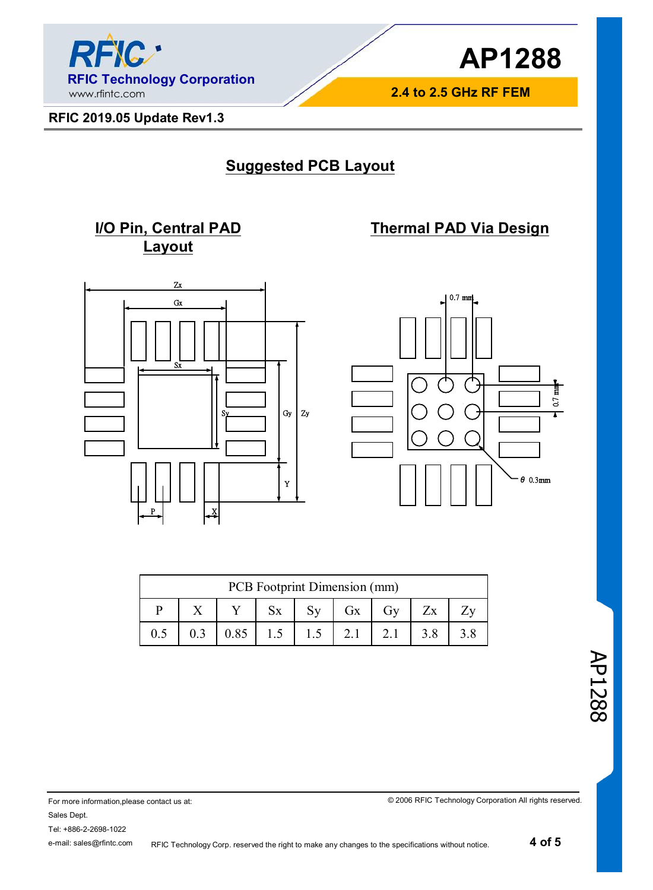## Suggested PCB Layout

### I/O Pin, Central PAD Layout

### Thermal PAD Via Design

| PCB Footprint Dimension (mm) | | | | | | | | |
|---|---|---|---|---|---|---|---|---|
| P | X | Y | Sx | Sy | Gx | Gy | Zx | Zy |
| 0.5 | 0.3 | 0.85 | 1.5 | 1.5 | 2.1 | 2.1 | 3.8 | 3.8 |

For more information,please contact us at:

Sales Dept.

Tel: +886-2-2698-1022

e-mail: sales@rfintc.com

© 2006 RFIC Technology Corporation All rights reserved.

RFIC Technology Corp. reserved the right to make any changes to the specifications without notice.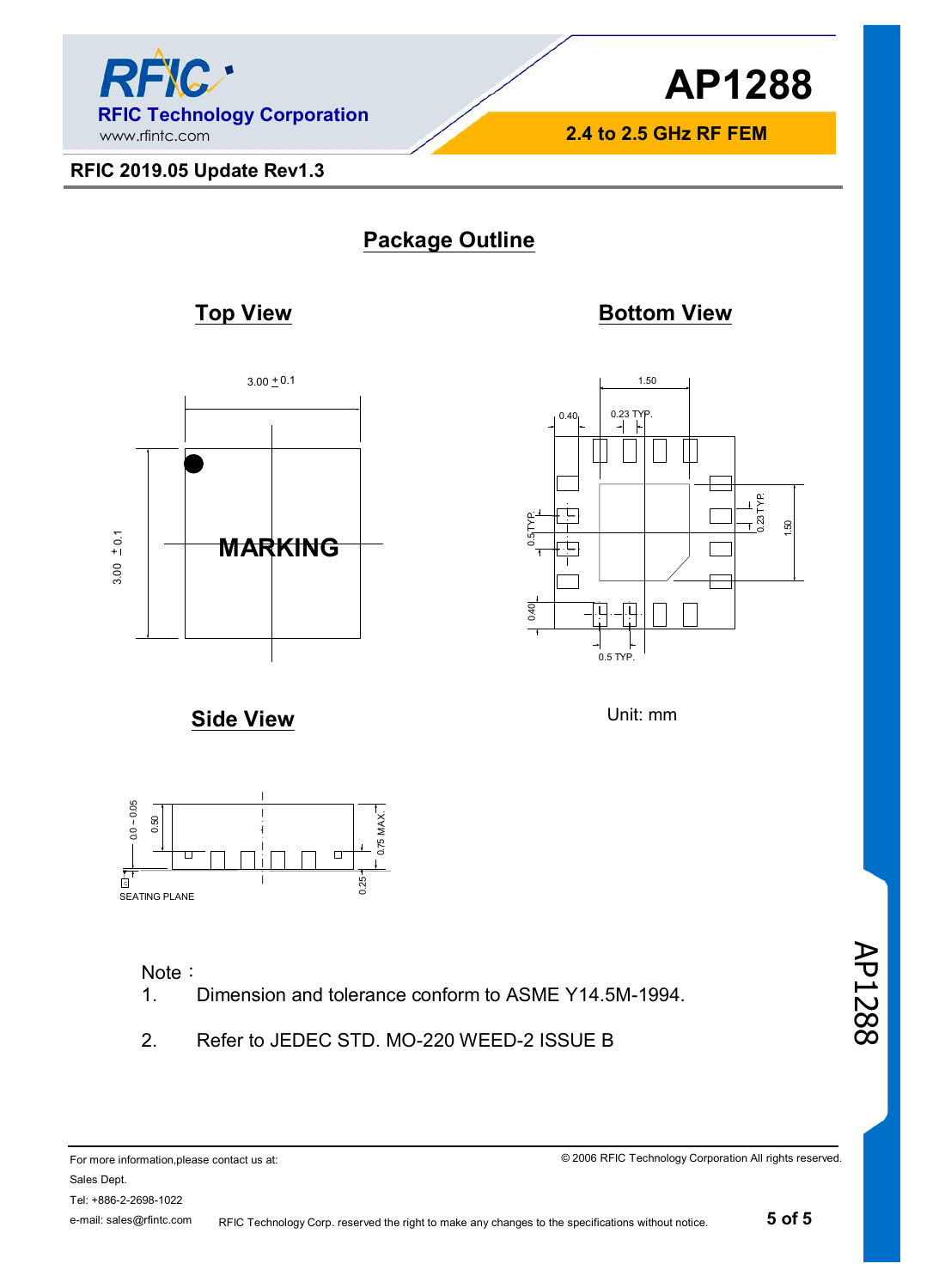## Package Outline

### Top View

3.00 ± 0.1

3.00 ± 0.1

MARKING

### Bottom View

1.50

0.40

0.23 TYP.

0.5 TYP.

0.23 TYP.

1.50

0.40

0.5 TYP.

### Side View

0.0 ~ 0.05

0.50

0.75 MAX.

0.25

SEATING PLANE

Unit: mm

Note：

1. Dimension and tolerance conform to ASME Y14.5M-1994.
2. Refer to JEDEC STD. MO-220 WEED-2 ISSUE B

For more information,please contact us at:

Sales Dept.

Tel: +886-2-2698-1022

e-mail: sales@rfintc.com

© 2006 RFIC Technology Corporation All rights reserved.

RFIC Technology Corp. reserved the right to make any changes to the specifications without notice.